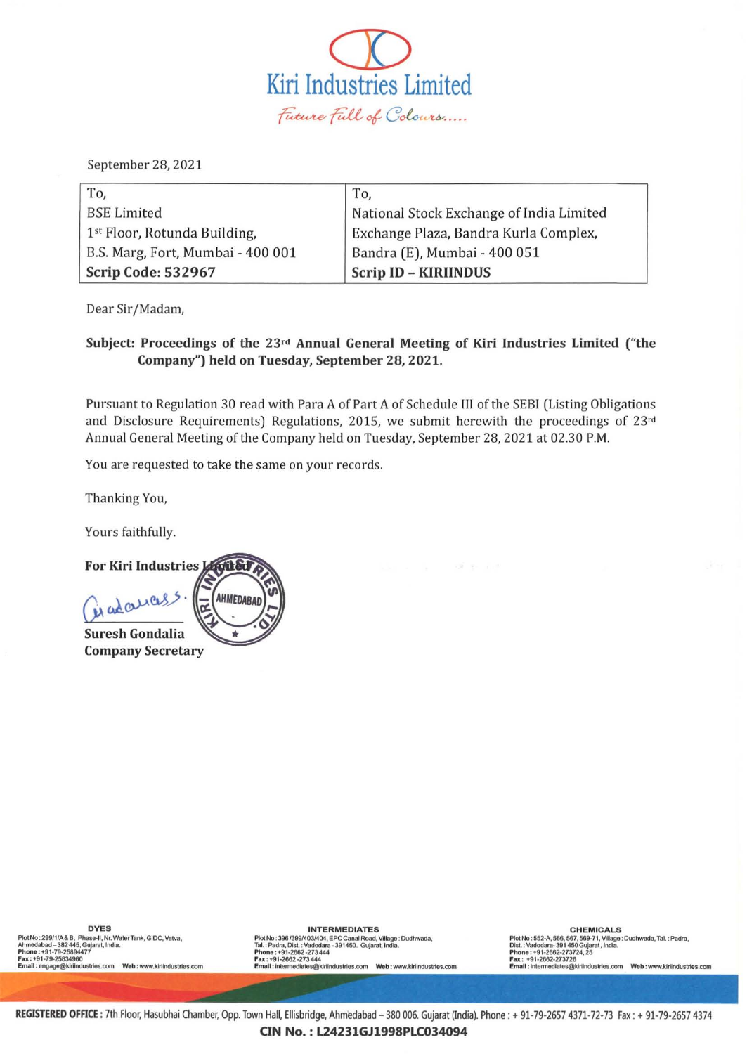# Kiri Industries Limited

*Future Full of Colours.....*

September 28, 2021

| To, | To, |
|---|---|
| BSE Limited | National Stock Exchange of India Limited |
| 1st Floor, Rotunda Building, | Exchange Plaza, Bandra Kurla Complex, |
| B.S. Marg, Fort, Mumbai - 400 001 | Bandra (E), Mumbai - 400 051 |
| **Scrip Code: 532967** | **Scrip ID – KIRIINDUS** |

Dear Sir/Madam,

**Subject: Proceedings of the 23rd Annual General Meeting of Kiri Industries Limited ("the Company") held on Tuesday, September 28, 2021.**

Pursuant to Regulation 30 read with Para A of Part A of Schedule III of the SEBI (Listing Obligations and Disclosure Requirements) Regulations, 2015, we submit herewith the proceedings of 23rd Annual General Meeting of the Company held on Tuesday, September 28, 2021 at 02.30 P.M.

You are requested to take the same on your records.

Thanking You,

Yours faithfully.

**For Kiri Industries Limited**

**Suresh Gondalia**
**Company Secretary**

**DYES**
Plot No: 299/1/A & B, Phase-II, Nr. Water Tank, GIDC, Vatva, Ahmedabad – 382 445, Gujarat, India.
Phone: +91-79-25894477
Fax: +91-79-25834960
Email: engage@kiriindustries.com Web: www.kiriindustries.com

**INTERMEDIATES**
Plot No: 396/399/403/404, EPC Canal Road, Village: Dudhwada, Tal.: Padra, Dist.: Vadodara - 391450. Gujarat, India.
Phone: +91-2662-273 444
Fax: +91-2662-273 444
Email: intermediates@kiriindustries.com Web: www.kiriindustries.com

**CHEMICALS**
Plot No: 552-A, 566, 567, 569-71, Village: Dudhwada, Tal.: Padra, Dist.: Vadodara- 391 450 Gujarat, India.
Phone: +91-2662-273724, 25
Fax: +91-2662-273726
Email: intermediates@kiriindustries.com Web: www.kiriindustries.com

**REGISTERED OFFICE:** 7th Floor, Hasubhai Chamber, Opp. Town Hall, Ellisbridge, Ahmedabad – 380 006. Gujarat (India). Phone: + 91-79-2657 4371-72-73 Fax: + 91-79-2657 4374

**CIN No.: L24231GJ1998PLC034094**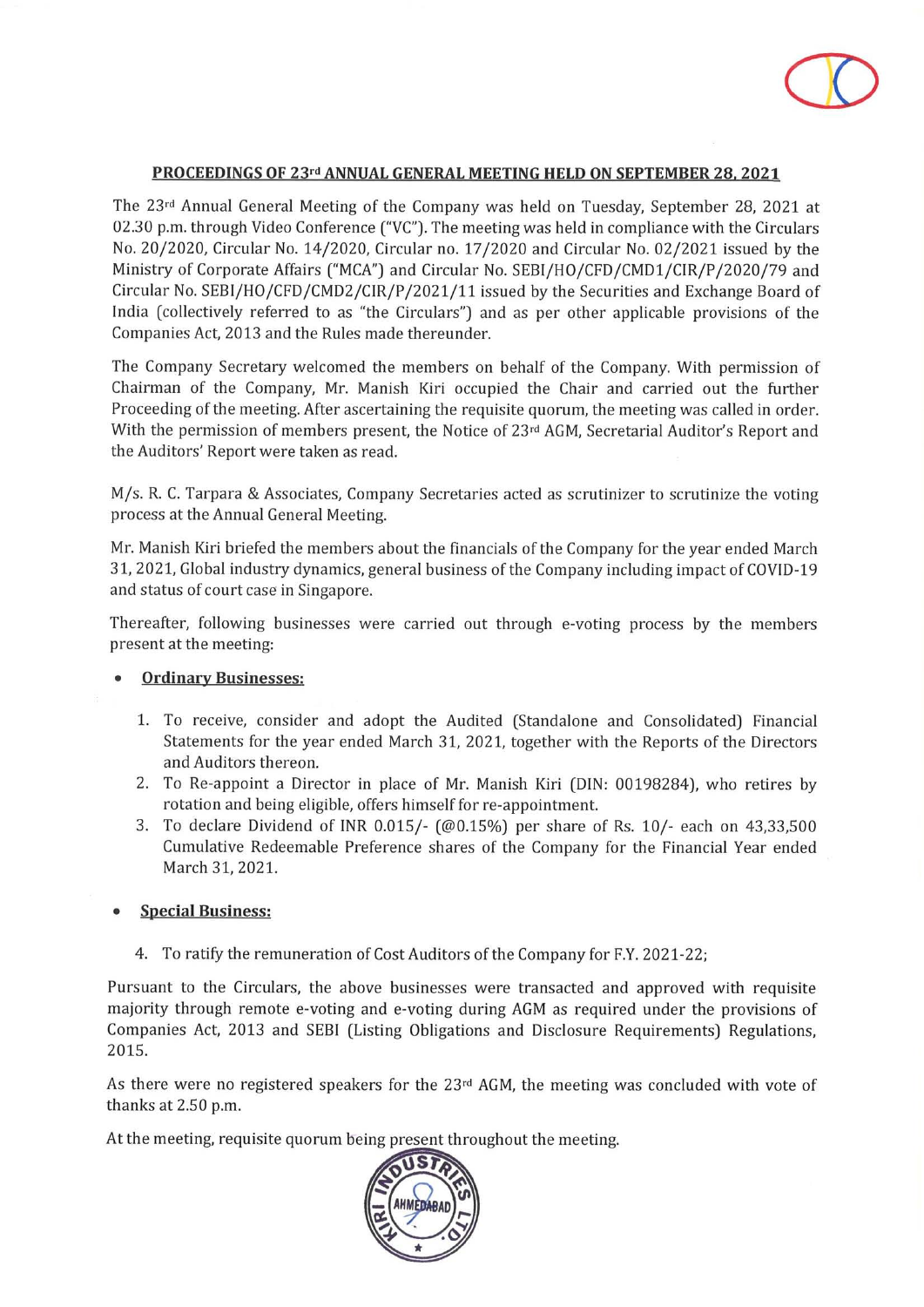## PROCEEDINGS OF 23rd ANNUAL GENERAL MEETING HELD ON SEPTEMBER 28, 2021

The 23rd Annual General Meeting of the Company was held on Tuesday, September 28, 2021 at 02.30 p.m. through Video Conference ("VC"). The meeting was held in compliance with the Circulars No. 20/2020, Circular No. 14/2020, Circular no. 17/2020 and Circular No. 02/2021 issued by the Ministry of Corporate Affairs ("MCA") and Circular No. SEBI/HO/CFD/CMD1/CIR/P/2020/79 and Circular No. SEBI/HO/CFD/CMD2/CIR/P/2021/11 issued by the Securities and Exchange Board of India (collectively referred to as "the Circulars") and as per other applicable provisions of the Companies Act, 2013 and the Rules made thereunder.

The Company Secretary welcomed the members on behalf of the Company. With permission of Chairman of the Company, Mr. Manish Kiri occupied the Chair and carried out the further Proceeding of the meeting. After ascertaining the requisite quorum, the meeting was called in order. With the permission of members present, the Notice of 23rd AGM, Secretarial Auditor's Report and the Auditors' Report were taken as read.

M/s. R. C. Tarpara & Associates, Company Secretaries acted as scrutinizer to scrutinize the voting process at the Annual General Meeting.

Mr. Manish Kiri briefed the members about the financials of the Company for the year ended March 31, 2021, Global industry dynamics, general business of the Company including impact of COVID-19 and status of court case in Singapore.

Thereafter, following businesses were carried out through e-voting process by the members present at the meeting:

- **Ordinary Businesses:**

1. To receive, consider and adopt the Audited (Standalone and Consolidated) Financial Statements for the year ended March 31, 2021, together with the Reports of the Directors and Auditors thereon.
2. To Re-appoint a Director in place of Mr. Manish Kiri (DIN: 00198284), who retires by rotation and being eligible, offers himself for re-appointment.
3. To declare Dividend of INR 0.015/- (@0.15%) per share of Rs. 10/- each on 43,33,500 Cumulative Redeemable Preference shares of the Company for the Financial Year ended March 31, 2021.

- **Special Business:**

4. To ratify the remuneration of Cost Auditors of the Company for F.Y. 2021-22;

Pursuant to the Circulars, the above businesses were transacted and approved with requisite majority through remote e-voting and e-voting during AGM as required under the provisions of Companies Act, 2013 and SEBI (Listing Obligations and Disclosure Requirements) Regulations, 2015.

As there were no registered speakers for the 23rd AGM, the meeting was concluded with vote of thanks at 2.50 p.m.

At the meeting, requisite quorum being present throughout the meeting.

KIRI INDUSTRIES LTD. AHMEDABAD